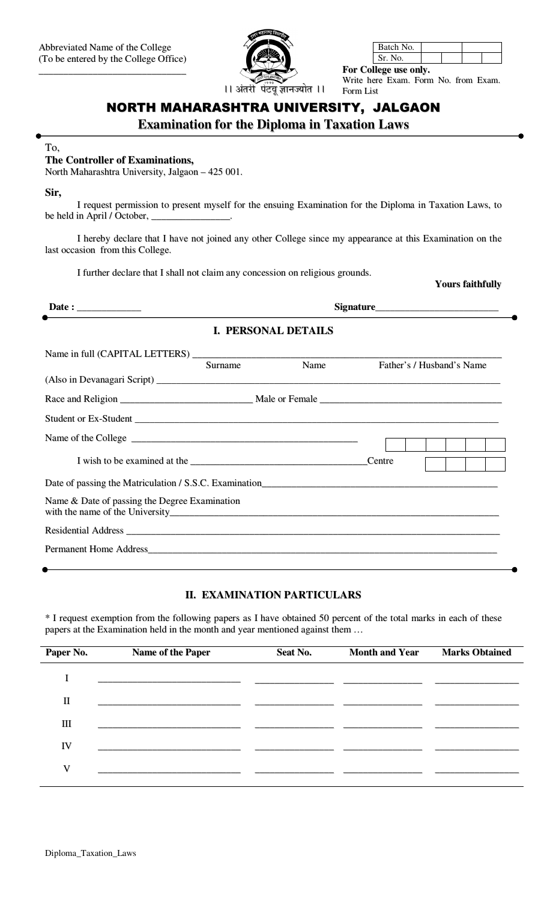Abbreviated Name of the College
(To be entered by the College Office)

_______________________________

।। अंतरी पंटवू ज्ञानज्योत ।।

| Batch No. | | | |
|---|---|---|---|
| Sr. No. | | | |

**For College use only.**
Write here Exam. Form No. from Exam. Form List

# NORTH MAHARASHTRA UNIVERSITY, JALGAON

## Examination for the Diploma in Taxation Laws

To,
**The Controller of Examinations,**
North Maharashtra University, Jalgaon – 425 001.

**Sir,**

I request permission to present myself for the ensuing Examination for the Diploma in Taxation Laws, to be held in April / October, ________________.

I hereby declare that I have not joined any other College since my appearance at this Examination on the last occasion from this College.

I further declare that I shall not claim any concession on religious grounds.

**Yours faithfully**

**Date :** ____________ **Signature**________________________

### I. PERSONAL DETAILS

Name in full (CAPITAL LETTERS) ____________________________________________
Surname Name Father's / Husband's Name

(Also in Devanagari Script) ____________________________________________

Race and Religion __________________________ Male or Female ________________________

Student or Ex-Student ____________________________________________

Name of the College ____________________________________________

I wish to be examined at the ____________________________________ Centre

Date of passing the Matriculation / S.S.C. Examination____________________________________

Name & Date of passing the Degree Examination
with the name of the University____________________________________________

Residential Address ____________________________________________

Permanent Home Address____________________________________________

### II. EXAMINATION PARTICULARS

* I request exemption from the following papers as I have obtained 50 percent of the total marks in each of these papers at the Examination held in the month and year mentioned against them …

| Paper No. | Name of the Paper | Seat No. | Month and Year | Marks Obtained |
|---|---|---|---|---|
| I | | | | |
| II | | | | |
| III | | | | |
| IV | | | | |
| V | | | | |

Diploma_Taxation_Laws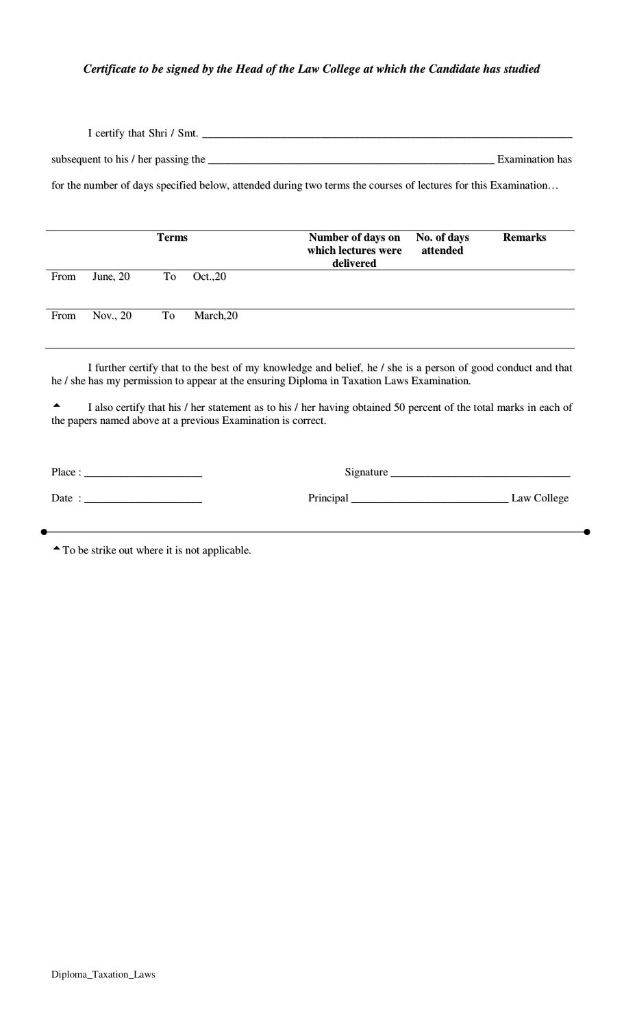***Certificate to be signed by the Head of the Law College at which the Candidate has studied***

I certify that Shri / Smt. ________________________________________________________________

subsequent to his / her passing the ____________________________________________________ Examination has

for the number of days specified below, attended during two terms the courses of lectures for this Examination…

| Terms | | | | Number of days on which lectures were delivered | No. of days attended | Remarks |
|---|---|---|---|---|---|---|
| From | June, 20 | To | Oct.,20 | | | |
| From | Nov., 20 | To | March,20 | | | |

I further certify that to the best of my knowledge and belief, he / she is a person of good conduct and that he / she has my permission to appear at the ensuring Diploma in Taxation Laws Examination.

▲ I also certify that his / her statement as to his / her having obtained 50 percent of the total marks in each of the papers named above at a previous Examination is correct.

Place : ____________________ Signature ______________________________

Date : ____________________ Principal __________________________ Law College

▲ To be strike out where it is not applicable.

Diploma_Taxation_Laws